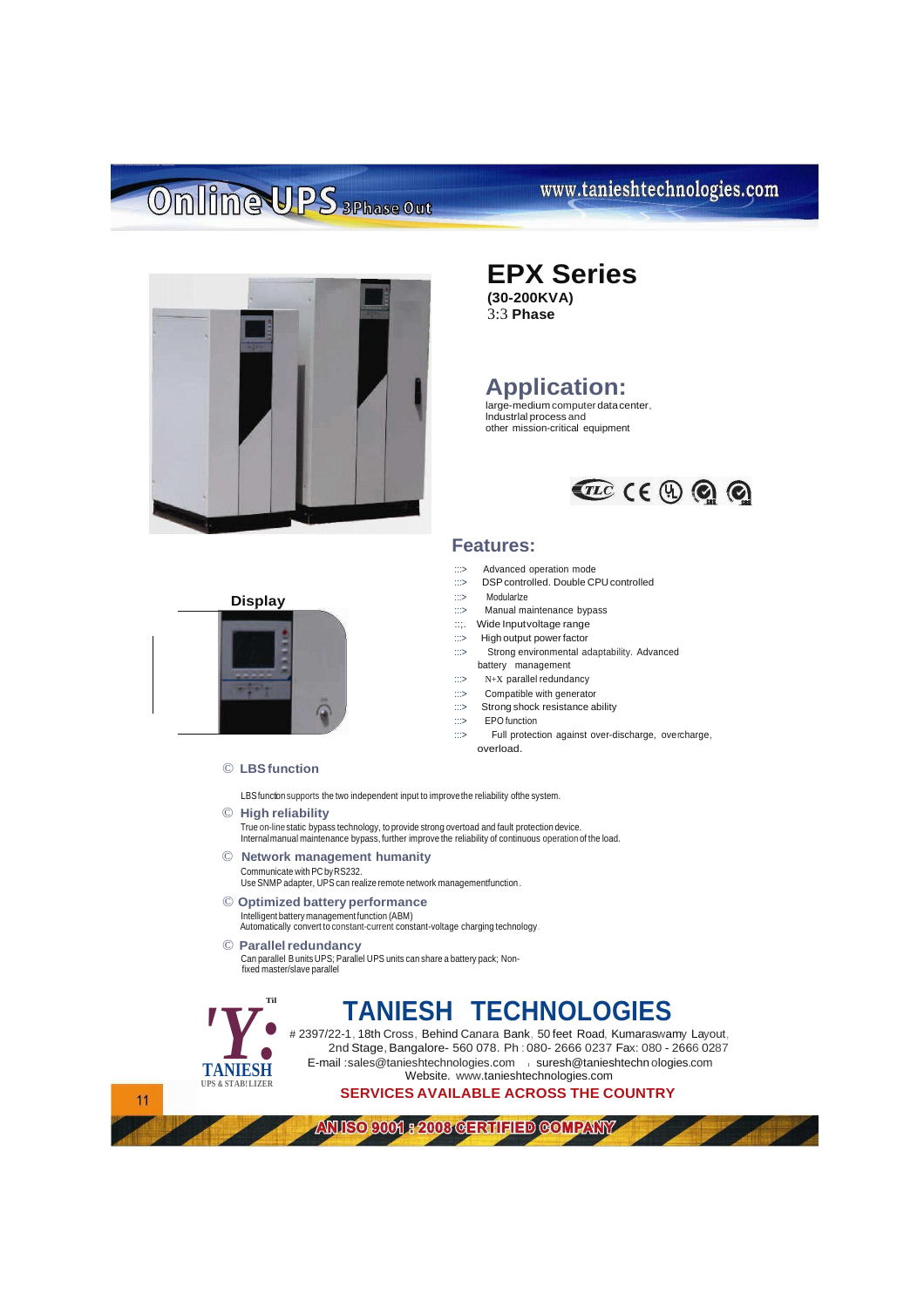# Online UPS 3Phase Out

www.tanieshtechnologies.com

## EPX Series

**(30-200KVA)**
3:3 **Phase**

## Application:

large-medium computer data center,
Industrial process and
other mission-critical equipment

**Display**

## Features:

- Advanced operation mode
- DSP controlled. Double CPU controlled
- Modularize
- Manual maintenance bypass
- Wide Input voltage range
- High output power factor
- Strong environmental adaptability. Advanced battery management
- N+X parallel redundancy
- Compatible with generator
- Strong shock resistance ability
- EPO function
- Full protection against over-discharge, overcharge, overload.

### © LBS function

LBS function supports the two independent input to improve the reliability of the system.

### © High reliability

True on-line static bypass technology, to provide strong overload and fault protection device.
Internal manual maintenance bypass, further improve the reliability of continuous operation of the load.

### © Network management humanity

Communicate with PC by RS232.
Use SNMP adapter, UPS can realize remote network management function.

### © Optimized battery performance

Intelligent battery management function (ABM)
Automatically convert to constant-current constant-voltage charging technology.

### © Parallel redundancy

Can parallel 8 units UPS; Parallel UPS units can share a battery pack; Non-fixed master/slave parallel

TANIESH
UPS & STABILIZER

## TANIESH TECHNOLOGIES

# 2397/22-1, 18th Cross, Behind Canara Bank, 50 feet Road, Kumaraswamy Layout,
2nd Stage, Bangalore- 560 078. Ph : 080- 2666 0237 Fax: 080 - 2666 0287
E-mail :sales@tanieshtechnologies.com , suresh@tanieshtechnologies.com
Website. www.tanieshtechnologies.com

**SERVICES AVAILABLE ACROSS THE COUNTRY**

**AN ISO 9001 : 2008 CERTIFIED COMPANY**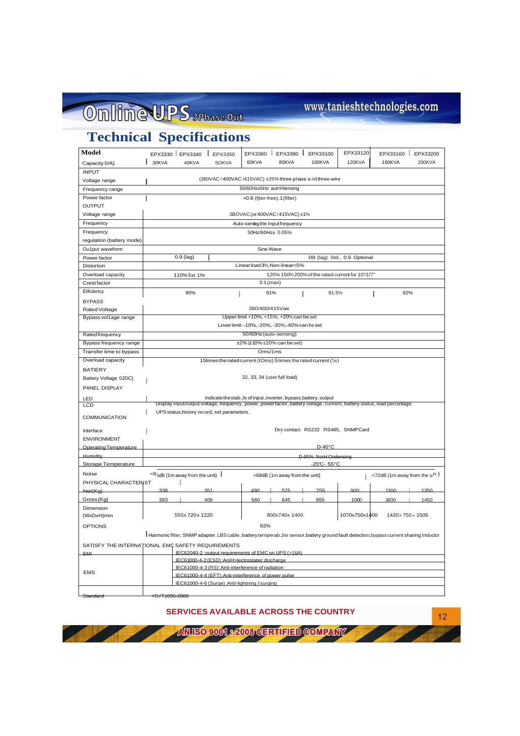# Technical Specifications

| Model | EPX3330 | EPX3340 | EPX3350 | EPX3360 | EPX3380 | EPX33100 | EPX33120 | EPX33160 | EPX33200 |
|---|---|---|---|---|---|---|---|---|---|
| Capacity 0/A} | 30KVA | 40KVA | SOKVA | 60KVA | 80KVA | 100KVA | 120KVA | 160KVA | 200KVA |
| INPUT | | | | | | | | | |
| Voltage range | (380VAC / 400VAC /415VAC) ±25% three-phase a nd three-wire | | | | | | | | |
| Frequency range | 50/60Hz±5Hz aut<Hiensing | | | | | | | | |
| Power factor | >0.8 (fjter-free), 1 (filter) | | | | | | | | |
| OUTPUT | | | | | | | | | |
| Voltage range | 3BOVAC (or 400VAC / 415VAC) ±1% | | | | | | | | |
| Frequency | Auto-sensing the Input frequency | | | | | | | | |
| Frequency regulation (battery mode} | 50Hz/60Hz± 0.05% | | | | | | | | |
| Ou1put waveform | Sine Wave | | | | | | | | |
| Power factor | 0.9 (lag) | | | 0.8 (lag) Std., 0.9 Optional | | | | | |
| Distortion | Linear load 3%, Non-linear<5% | | | | | | | | |
| Overload capacity | 110% for 1hr. | | | 125% 150% 200% of the rated current for 10'/1'/7" | | | | | |
| Crest factor | 3:1 (max) | | | | | | | | |
| Ellclency | 90% | | | 91% | | 91.5% | | 92% | |
| BYPASS | | | | | | | | | |
| Rated Voltage | 380/400/415Vae | | | | | | | | |
| Bypass vol1age range | Upper limit +10%, +15%, +20% can be set; Lover limit: -10%, -20%, -30%, -40% can be set | | | | | | | | |
| Rated frequency | 50/60Hz (auto-sensing) | | | | | | | | |
| Bypass frequency range | ±2% (±10% ±20% can be set) | | | | | | | | |
| Transfer time to bypass | Oms/1ms | | | | | | | | |
| Overload capacity | 15times the rated current (tOms),5 times the rated current (5s) | | | | | | | | |
| BATIERY | | | | | | | | | |
| Battery Voltage 0JDC} | 32, 33, 34 (user full load) | | | | | | | | |
| PANEL DISPLAY | | | | | | | | | |
| LED | Indicate the stab.Js of input, inverter, bypass, battery, output | | | | | | | | |
| LCD | Display input/output voltage, frequency, power, power factor, battery voltage, cunrent, battery status, load percentage, UPS status, history record, set parameters. | | | | | | | | |
| COMMUNICATION | | | | | | | | | |
| Interface | Dry contact RS232 RS485, SNMPCard | | | | | | | | |
| ENVIRONMENT | | | | | | | | | |
| Operating Temperature | D-40°C | | | | | | | | |
| Humidity | D-95% NorH:Ondensing | | | | | | | | |
| Storage Temperature | -25℃- 55°C | | | | | | | | |
| Noise | <65dB (1m away from the unit} | | | <68dB (1m away from the unit} | | | <72dB (1m away from the un } | | |
| PHYSICAL CHARACTERIST | | | | | | | | | |
| Net(Kg) | 338 | | 351 | 490 | 575 | 755 | 900 | 1300 | 1350 |
| Gross (Kg} | 393 | | 408 | 560 | 645 | 855 | 1000 | 1400 | 1450 |
| Dimension (WxDxH}mm | 555x 720x 1220 | | | 800x740x 1400 | | | 1070x750x1400 | 1420x 750 x 1505 | |
| OPTIONS | 92% | | | | | | | | |
| | Harmonic filter, SNMP adapter, LBS cable, battery ternperab.Jre sensor, battery ground fault detection, bypass current sharing Inductor | | | | | | | | |
| SATISFY THE INTERNATIONAL EMC SAFETY REQUIREMENTS | | | | | | | | | |
| EMI | IEC62040-2 :output requirements of EMC on UPS (>16A) | | | | | | | | |
| EMS | IEC61000-4-2 (ESD) :AniH>lectrostatec discharge | | | | | | | | |
| | IEC61000-4-3 (RS): Anti-interference of radiation | | | | | | | | |
| | IEC61000-4-4 (EFT): Anti-interference of power pulse | | | | | | | | |
| | IEC61000-4-6 (Surge) :Anti-lightning / surging | | | | | | | | |
| Standard | YD/T1095-2008 | | | | | | | | |

SERVICES AVAILABLE ACROSS THE COUNTRY

AN ISO 9001 : 2008 CERTIFIED COMPANY